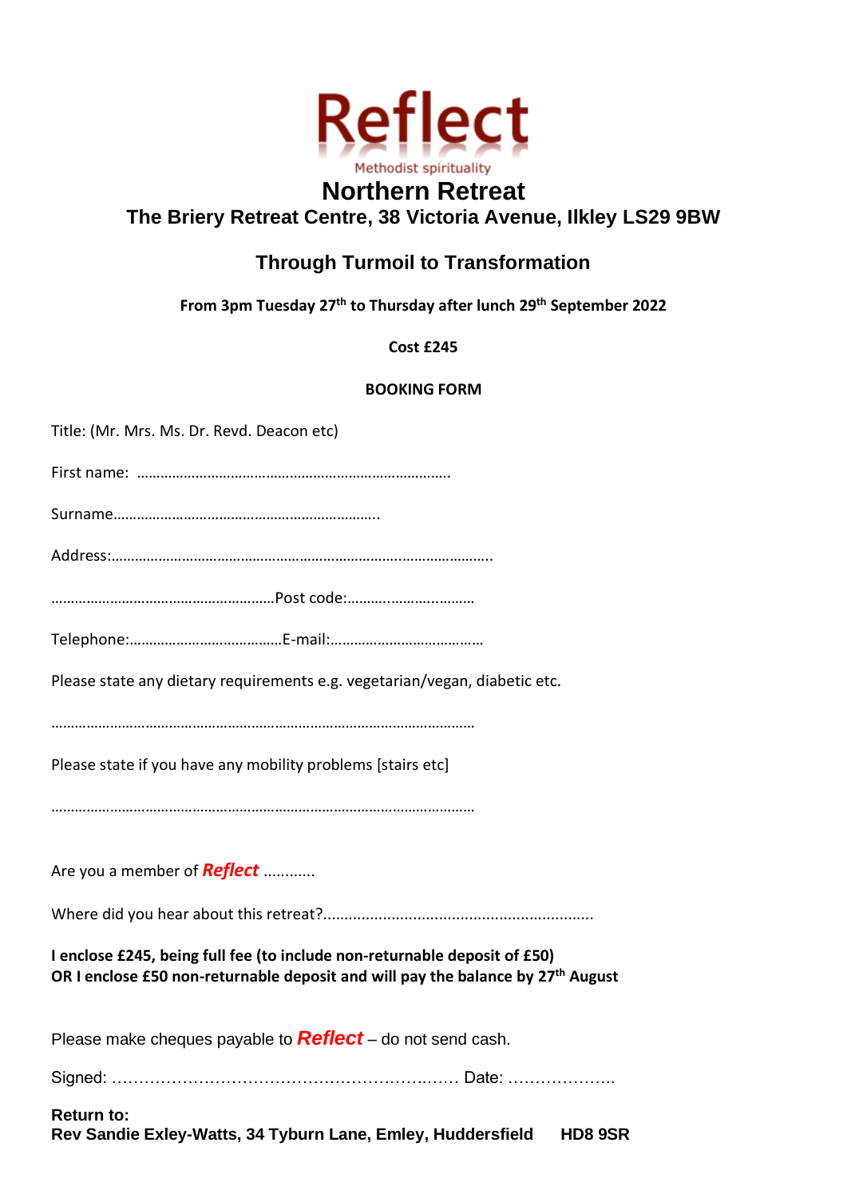# Reflect

Methodist spirituality

## Northern Retreat

### The Briery Retreat Centre, 38 Victoria Avenue, Ilkley LS29 9BW

### Through Turmoil to Transformation

**From 3pm Tuesday 27th to Thursday after lunch 29th September 2022**

**Cost £245**

**BOOKING FORM**

Title: (Mr. Mrs. Ms. Dr. Revd. Deacon etc)

First name: ……………………………………………………………………..

Surname…………………………………………………………..

Address:……………………………………………………………………………………..

…………………………………………………Post code:……………………………

Telephone:…………………………………E-mail:…………………………………

Please state any dietary requirements e.g. vegetarian/vegan, diabetic etc.

………………………………………………………………………………………………

Please state if you have any mobility problems [stairs etc]

………………………………………………………………………………………………

Are you a member of ***Reflect*** ............

Where did you hear about this retreat?..............................................................

**I enclose £245, being full fee (to include non-returnable deposit of £50)**
**OR I enclose £50 non-returnable deposit and will pay the balance by 27th August**

Please make cheques payable to ***Reflect*** – do not send cash.

Signed: ……………………………………………………… Date: ………………..

**Return to:**
**Rev Sandie Exley-Watts, 34 Tyburn Lane, Emley, Huddersfield HD8 9SR**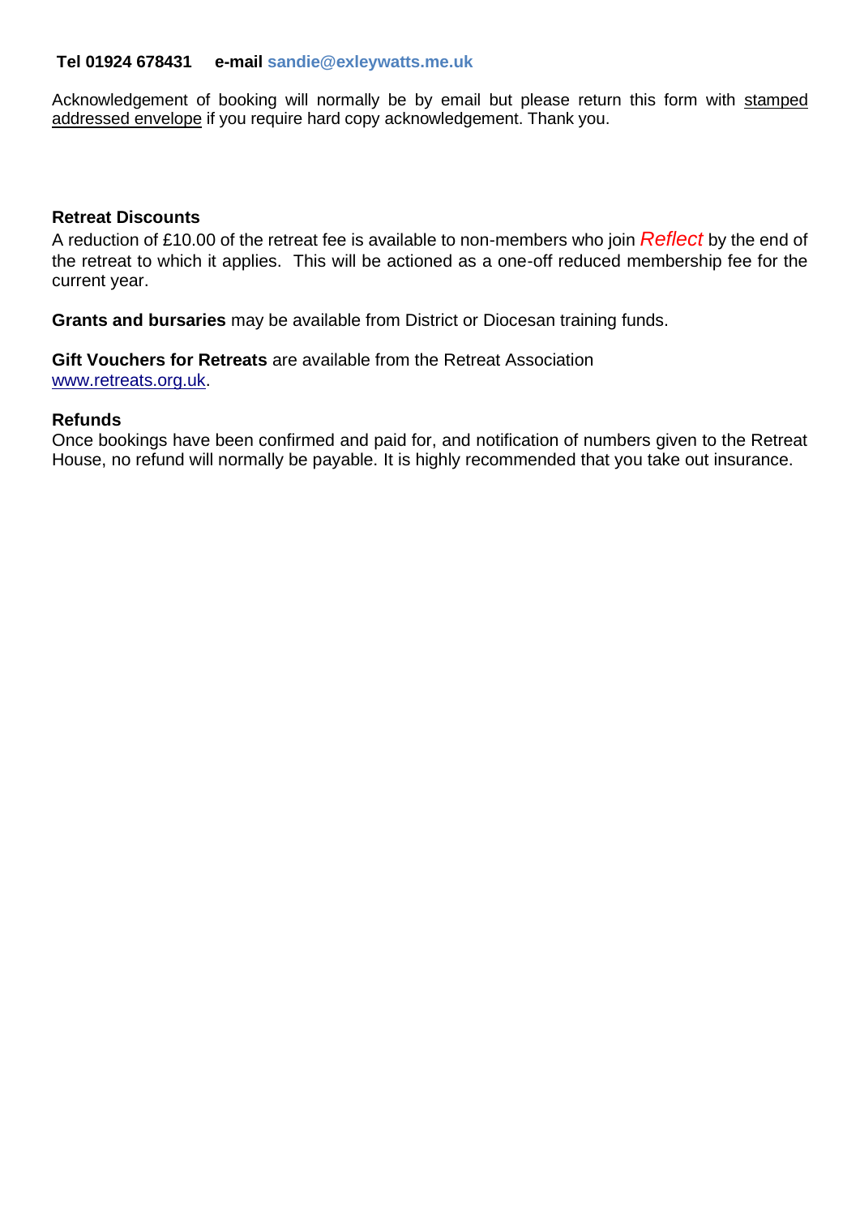**Tel 01924 678431 e-mail sandie@exleywatts.me.uk**

Acknowledgement of booking will normally be by email but please return this form with stamped addressed envelope if you require hard copy acknowledgement. Thank you.

**Retreat Discounts**

A reduction of £10.00 of the retreat fee is available to non-members who join *Reflect* by the end of the retreat to which it applies. This will be actioned as a one-off reduced membership fee for the current year.

**Grants and bursaries** may be available from District or Diocesan training funds.

**Gift Vouchers for Retreats** are available from the Retreat Association www.retreats.org.uk.

**Refunds**

Once bookings have been confirmed and paid for, and notification of numbers given to the Retreat House, no refund will normally be payable. It is highly recommended that you take out insurance.